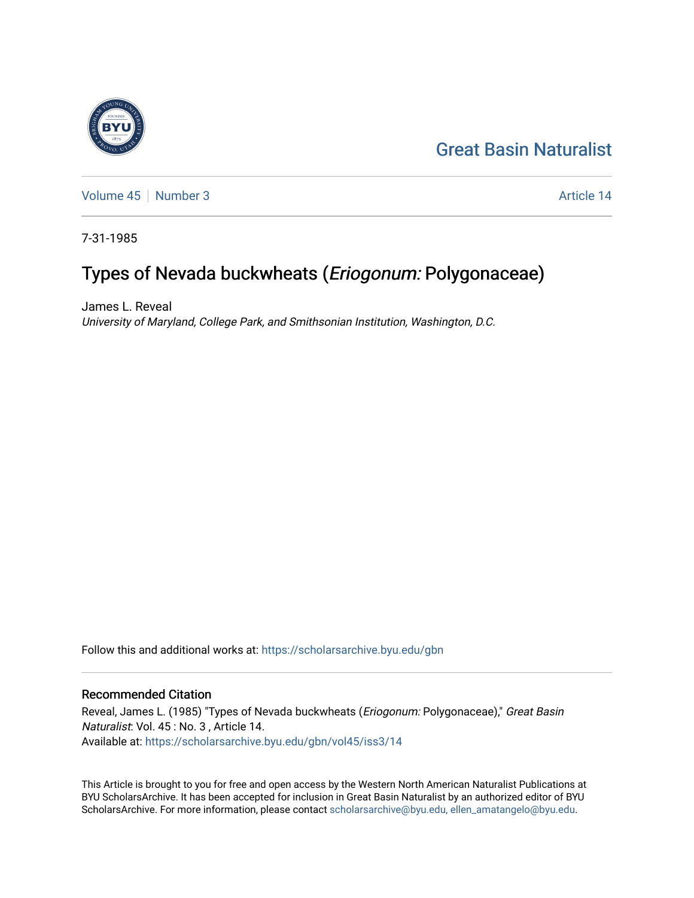Great Basin Naturalist

Volume 45 | Number 3 Article 14

7-31-1985

# Types of Nevada buckwheats (*Eriogonum:* Polygonaceae)

James L. Reveal
*University of Maryland, College Park, and Smithsonian Institution, Washington, D.C.*

Follow this and additional works at: https://scholarsarchive.byu.edu/gbn

## Recommended Citation

Reveal, James L. (1985) "Types of Nevada buckwheats (*Eriogonum:* Polygonaceae)," *Great Basin Naturalist*: Vol. 45 : No. 3 , Article 14.
Available at: https://scholarsarchive.byu.edu/gbn/vol45/iss3/14

This Article is brought to you for free and open access by the Western North American Naturalist Publications at BYU ScholarsArchive. It has been accepted for inclusion in Great Basin Naturalist by an authorized editor of BYU ScholarsArchive. For more information, please contact scholarsarchive@byu.edu, ellen_amatangelo@byu.edu.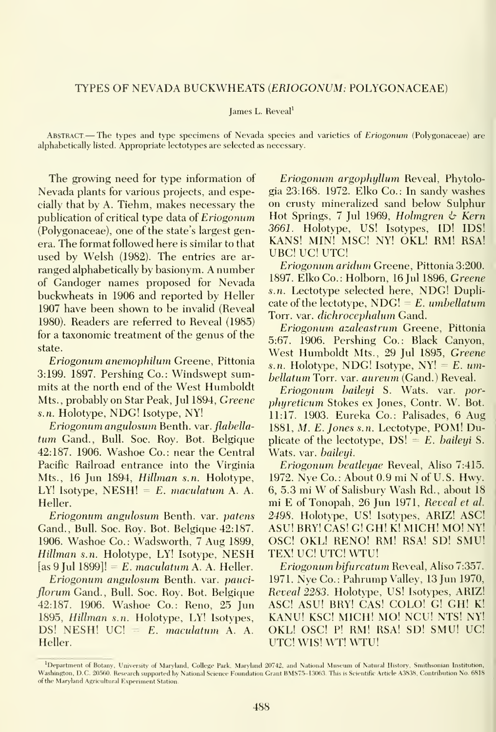# TYPES OF NEVADA BUCKWHEATS (*ERIOGONUM*: POLYGONACEAE)

James L. Reveal[1]

ABSTRACT.— The types and type specimens of Nevada species and varieties of *Eriogonum* (Polygonaceae) are alphabetically listed. Appropriate lectotypes are selected as necessary.

The growing need for type information of Nevada plants for various projects, and especially that by A. Tiehm, makes necessary the publication of critical type data of *Eriogonum* (Polygonaceae), one of the state's largest genera. The format followed here is similar to that used by Welsh (1982). The entries are arranged alphabetically by basionym. A number of Gandoger names proposed for Nevada buckwheats in 1906 and reported by Heller 1907 have been shown to be invalid (Reveal 1980). Readers are referred to Reveal (1985) for a taxonomic treatment of the genus of the state.

*Eriogonum anemophilum* Greene, Pittonia 3:199. 1897. Pershing Co.: Windswept summits at the north end of the West Humboldt Mts., probably on Star Peak, Jul 1894, *Greene s.n.* Holotype, NDG! Isotype, NY!

*Eriogonum angulosum* Benth. var. *flabellatum* Gand., Bull. Soc. Roy. Bot. Belgique 42:187. 1906. Washoe Co.: near the Central Pacific Railroad entrance into the Virginia Mts., 16 Jun 1894, *Hillman s.n.* Holotype, LY! Isotype, NESH! = *E. maculatum* A. A. Heller.

*Eriogonum angulosum* Benth. var. *patens* Gand., Bull. Soc. Roy. Bot. Belgique 42:187. 1906. Washoe Co.: Wadsworth, 7 Aug 1899, *Hillman s.n.* Holotype, LY! Isotype, NESH [as 9 Jul 1899]! = *E. maculatum* A. A. Heller.

*Eriogonum angulosum* Benth. var. *pauciflorum* Gand., Bull. Soc. Roy. Bot. Belgique 42:187. 1906. Washoe Co.: Reno, 25 Jun 1895, *Hillman s.n.* Holotype, LY! Isotypes, DS! NESH! UC! = *E. maculatum* A. A. Heller.

*Eriogonum argophyllum* Reveal, Phytologia 23:168. 1972. Elko Co.: In sandy washes on crusty mineralized sand below Sulphur Hot Springs, 7 Jul 1969, *Holmgren & Kern 3661*. Holotype, US! Isotypes, ID! IDS! KANS! MIN! MSC! NY! OKL! RM! RSA! UBC! UC! UTC!

*Eriogonum aridum* Greene, Pittonia 3:200. 1897. Elko Co.: Holborn, 16 Jul 1896, *Greene s.n.* Lectotype selected here, NDG! Duplicate of the lectotype, NDG! = *E. umbellatum* Torr. var. *dichrocephalum* Gand.

*Eriogonum azaleastrum* Greene, Pittonia 5:67. 1906. Pershing Co.: Black Canyon, West Humboldt Mts., 29 Jul 1895, *Greene s.n.* Holotype, NDG! Isotype, NY! = *E. umbellatum* Torr. var. *aureum* (Gand.) Reveal.

*Eriogonum baileyi* S. Wats. var. *porphyreticum* Stokes ex Jones, Contr. W. Bot. 11:17. 1903. Eureka Co.: Palisades, 6 Aug 1881, *M. E. Jones s.n.* Lectotype, POM! Duplicate of the lectotype, DS! = *E. baileyi* S. Wats. var. *baileyi*.

*Eriogonum beatleyae* Reveal, Aliso 7:415. 1972. Nye Co.: About 0.9 mi N of U.S. Hwy. 6, 5.3 mi W of Salisbury Wash Rd., about 18 mi E of Tonopah, 26 Jun 1971, *Reveal et al. 2498*. Holotype, US! Isotypes, ARIZ! ASC! ASU! BRY! CAS! G! GH! K! MICH! MO! NY! OSC! OKL! RENO! RM! RSA! SD! SMU! TEX! UC! UTC! WTU!

*Eriogonum bifurcatum* Reveal, Aliso 7:357. 1971. Nye Co.: Pahrump Valley, 13 Jun 1970, *Reveal 2283*. Holotype, US! Isotypes, ARIZ! ASC! ASU! BRY! CAS! COLO! G! GH! K! KANU! KSC! MICH! MO! NCU! NTS! NY! OKL! OSC! P! RM! RSA! SD! SMU! UC! UTC! WIS! WT! WTU!

[1]Department of Botany, University of Maryland, College Park, Maryland 20742, and National Museum of Natural History, Smithsonian Institution, Washington, D.C. 20560. Research supported by National Science Foundation Grant BMS75-13063. This is Scientific Article A3838, Contribution No. 6818 of the Maryland Agricultural Experiment Station.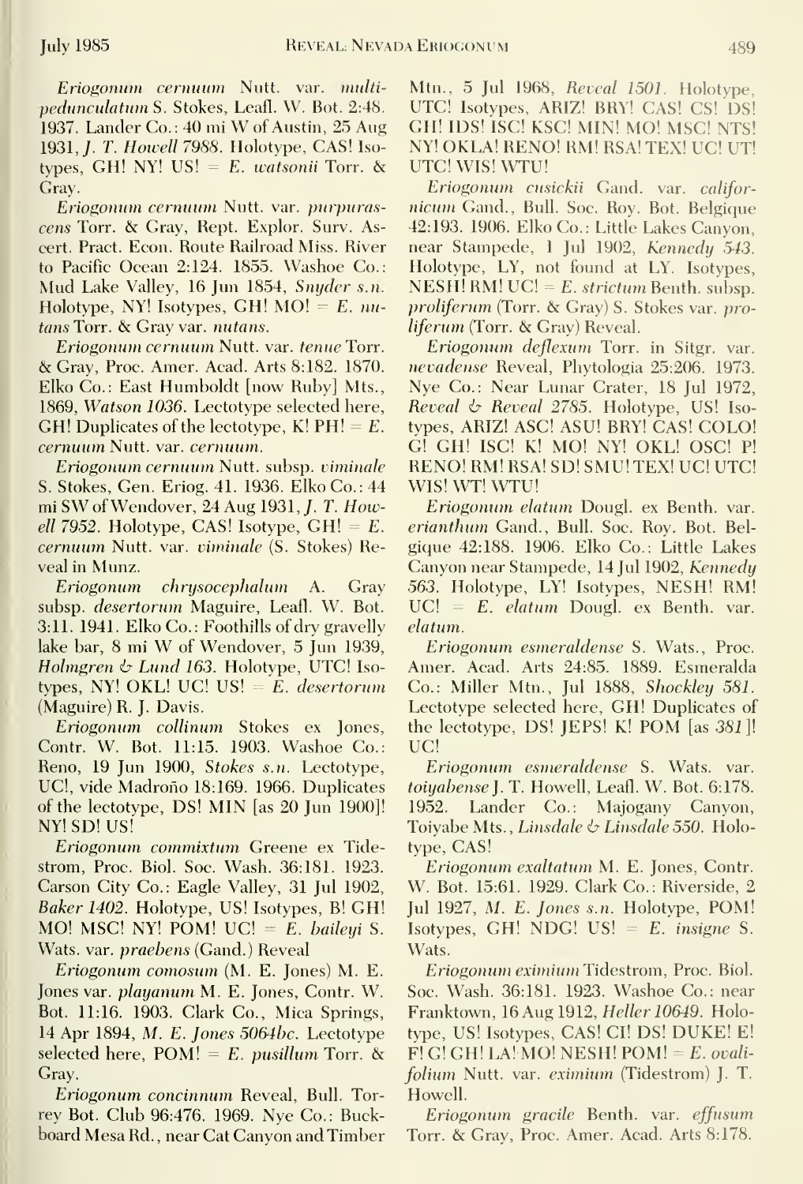*Eriogonum cernuum* Nutt. var. *multipedunculatum* S. Stokes, Leafl. W. Bot. 2:48. 1937. Lander Co.: 40 mi W of Austin, 25 Aug 1931, *J. T. Howell 7988*. Holotype, CAS! Isotypes, GH! NY! US! = *E. watsonii* Torr. & Gray.

*Eriogonum cernuum* Nutt. var. *purpurascens* Torr. & Gray, Rept. Explor. Surv. Ascert. Pract. Econ. Route Railroad Miss. River to Pacific Ocean 2:124. 1855. Washoe Co.: Mud Lake Valley, 16 Jun 1854, *Snyder s.n.* Holotype, NY! Isotypes, GH! MO! = *E. nutans* Torr. & Gray var. *nutans*.

*Eriogonum cernuum* Nutt. var. *tenue* Torr. & Gray, Proc. Amer. Acad. Arts 8:182. 1870. Elko Co.: East Humboldt [now Ruby] Mts., 1869, *Watson 1036*. Lectotype selected here, GH! Duplicates of the lectotype, K! PH! = *E. cernuum* Nutt. var. *cernuum*.

*Eriogonum cernuum* Nutt. subsp. *viminale* S. Stokes, Gen. Eriog. 41. 1936. Elko Co.: 44 mi SW of Wendover, 24 Aug 1931, *J. T. Howell 7952*. Holotype, CAS! Isotype, GH! = *E. cernuum* Nutt. var. *viminale* (S. Stokes) Reveal in Munz.

*Eriogonum chrysocephalum* A. Gray subsp. *desertorum* Maguire, Leafl. W. Bot. 3:11. 1941. Elko Co.: Foothills of dry gravelly lake bar, 8 mi W of Wendover, 5 Jun 1939, *Holmgren & Lund 163*. Holotype, UTC! Isotypes, NY! OKL! UC! US! = *E. desertorum* (Maguire) R. J. Davis.

*Eriogonum collinum* Stokes ex Jones, Contr. W. Bot. 11:15. 1903. Washoe Co.: Reno, 19 Jun 1900, *Stokes s.n.* Lectotype, UC!, vide Madroño 18:169. 1966. Duplicates of the lectotype, DS! MIN [as 20 Jun 1900]! NY! SD! US!

*Eriogonum commixtum* Greene ex Tidestrom, Proc. Biol. Soc. Wash. 36:181. 1923. Carson City Co.: Eagle Valley, 31 Jul 1902, *Baker 1402*. Holotype, US! Isotypes, B! GH! MO! MSC! NY! POM! UC! = *E. baileyi* S. Wats. var. *praebens* (Gand.) Reveal

*Eriogonum comosum* (M. E. Jones) M. E. Jones var. *playanum* M. E. Jones, Contr. W. Bot. 11:16. 1903. Clark Co., Mica Springs, 14 Apr 1894, *M. E. Jones 5064bc*. Lectotype selected here, POM! = *E. pusillum* Torr. & Gray.

*Eriogonum concinnum* Reveal, Bull. Torrey Bot. Club 96:476. 1969. Nye Co.: Buckboard Mesa Rd., near Cat Canyon and Timber Mtn., 5 Jul 1968, *Reveal 1501*. Holotype, UTC! Isotypes, ARIZ! BRY! CAS! CS! DS! GH! IDS! ISC! KSC! MIN! MO! MSC! NTS! NY! OKLA! RENO! RM! RSA! TEX! UC! UT! UTC! WIS! WTU!

*Eriogonum cusickii* Gand. var. *californicum* Gand., Bull. Soc. Roy. Bot. Belgique 42:193. 1906. Elko Co.: Little Lakes Canyon, near Stampede, 1 Jul 1902, *Kennedy 543*. Holotype, LY, not found at LY. Isotypes, NESH! RM! UC! = *E. strictum* Benth. subsp. *proliferum* (Torr. & Gray) S. Stokes var. *proliferum* (Torr. & Gray) Reveal.

*Eriogonum deflexum* Torr. in Sitgr. var. *nevadense* Reveal, Phytologia 25:206. 1973. Nye Co.: Near Lunar Crater, 18 Jul 1972, *Reveal & Reveal 2785*. Holotype, US! Isotypes, ARIZ! ASC! ASU! BRY! CAS! COLO! G! GH! ISC! K! MO! NY! OKL! OSC! P! RENO! RM! RSA! SD! SMU! TEX! UC! UTC! WIS! WT! WTU!

*Eriogonum elatum* Dougl. ex Benth. var. *erianthum* Gand., Bull. Soc. Roy. Bot. Belgique 42:188. 1906. Elko Co.: Little Lakes Canyon near Stampede, 14 Jul 1902, *Kennedy 563*. Holotype, LY! Isotypes, NESH! RM! UC! = *E. elatum* Dougl. ex Benth. var. *elatum*.

*Eriogonum esmeraldense* S. Wats., Proc. Amer. Acad. Arts 24:85. 1889. Esmeralda Co.: Miller Mtn., Jul 1888, *Shockley 581*. Lectotype selected here, GH! Duplicates of the lectotype, DS! JEPS! K! POM [as *381*]! UC!

*Eriogonum esmeraldense* S. Wats. var. *toiyabense* J. T. Howell, Leafl. W. Bot. 6:178. 1952. Lander Co.: Majogany Canyon, Toiyabe Mts., *Linsdale & Linsdale 550*. Holotype, CAS!

*Eriogonum exaltatum* M. E. Jones, Contr. W. Bot. 15:61. 1929. Clark Co.: Riverside, 2 Jul 1927, *M. E. Jones s.n.* Holotype, POM! Isotypes, GH! NDG! US! = *E. insigne* S. Wats.

*Eriogonum eximium* Tidestrom, Proc. Biol. Soc. Wash. 36:181. 1923. Washoe Co.: near Franktown, 16 Aug 1912, *Heller 10649*. Holotype, US! Isotypes, CAS! CI! DS! DUKE! E! F! G! GH! LA! MO! NESH! POM! = *E. ovalifolium* Nutt. var. *eximium* (Tidestrom) J. T. Howell.

*Eriogonum gracile* Benth. var. *effusum* Torr. & Gray, Proc. Amer. Acad. Arts 8:178.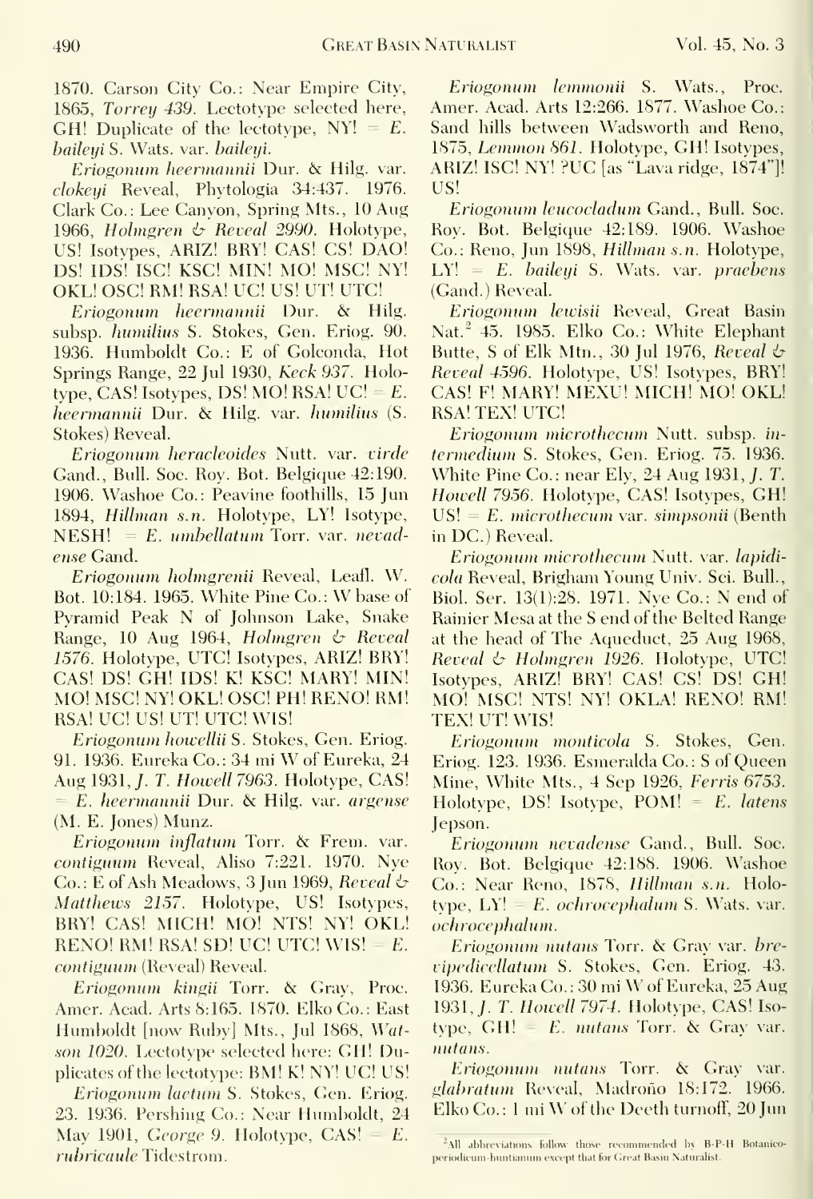1870. Carson City Co.: Near Empire City, 1865, *Torrey 439*. Lectotype selected here, GH! Duplicate of the lectotype, NY! = *E. baileyi* S. Wats. var. *baileyi*.

*Eriogonum heermannii* Dur. & Hilg. var. *clokeyi* Reveal, Phytologia 34:437. 1976. Clark Co.: Lee Canyon, Spring Mts., 10 Aug 1966, *Holmgren & Reveal 2990*. Holotype, US! Isotypes, ARIZ! BRY! CAS! CS! DAO! DS! IDS! ISC! KSC! MIN! MO! MSC! NY! OKL! OSC! RM! RSA! UC! US! UT! UTC!

*Eriogonum heermannii* Dur. & Hilg. subsp. *humilius* S. Stokes, Gen. Eriog. 90. 1936. Humboldt Co.: E of Golconda, Hot Springs Range, 22 Jul 1930, *Keck 937*. Holotype, CAS! Isotypes, DS! MO! RSA! UC! = *E. heermannii* Dur. & Hilg. var. *humilius* (S. Stokes) Reveal.

*Eriogonum heracleoides* Nutt. var. *virde* Gand., Bull. Soc. Roy. Bot. Belgique 42:190. 1906. Washoe Co.: Peavine foothills, 15 Jun 1894, *Hillman s.n.* Holotype, LY! Isotype, NESH! = *E. umbellatum* Torr. var. *nevadense* Gand.

*Eriogonum holmgrenii* Reveal, Leafl. W. Bot. 10:184. 1965. White Pine Co.: W base of Pyramid Peak N of Johnson Lake, Snake Range, 10 Aug 1964, *Holmgren & Reveal 1576*. Holotype, UTC! Isotypes, ARIZ! BRY! CAS! DS! GH! IDS! K! KSC! MARY! MIN! MO! MSC! NY! OKL! OSC! PH! RENO! RM! RSA! UC! US! UT! UTC! WIS!

*Eriogonum howellii* S. Stokes, Gen. Eriog. 91. 1936. Eureka Co.: 34 mi W of Eureka, 24 Aug 1931, *J. T. Howell 7963*. Holotype, CAS! = *E. heermannii* Dur. & Hilg. var. *argense* (M. E. Jones) Munz.

*Eriogonum inflatum* Torr. & Frem. var. *contiguum* Reveal, Aliso 7:221. 1970. Nye Co.: E of Ash Meadows, 3 Jun 1969, *Reveal & Matthews 2157*. Holotype, US! Isotypes, BRY! CAS! MICH! MO! NTS! NY! OKL! RENO! RM! RSA! SD! UC! UTC! WIS! = *E. contiguum* (Reveal) Reveal.

*Eriogonum kingii* Torr. & Gray, Proc. Amer. Acad. Arts 8:165. 1870. Elko Co.: East Humboldt [now Ruby] Mts., Jul 1868, *Watson 1020*. Lectotype selected here: GH! Duplicates of the lectotype: BM! K! NY! UC! US!

*Eriogonum lactum* S. Stokes, Gen. Eriog. 23. 1936. Pershing Co.: Near Humboldt, 24 May 1901, *George 9*. Holotype, CAS! = *E. rubricaule* Tidestrom.

*Eriogonum lemmonii* S. Wats., Proc. Amer. Acad. Arts 12:266. 1877. Washoe Co.: Sand hills between Wadsworth and Reno, 1875, *Lemmon 861*. Holotype, GH! Isotypes, ARIZ! ISC! NY! ?UC [as "Lava ridge, 1874"]! US!

*Eriogonum leucocladum* Gand., Bull. Soc. Roy. Bot. Belgique 42:189. 1906. Washoe Co.: Reno, Jun 1898, *Hillman s.n.* Holotype, LY! = *E. baileyi* S. Wats. var. *praebens* (Gand.) Reveal.

*Eriogonum lewisii* Reveal, Great Basin Nat.[2] 45. 1985. Elko Co.: White Elephant Butte, S of Elk Mtn., 30 Jul 1976, *Reveal & Reveal 4596*. Holotype, US! Isotypes, BRY! CAS! F! MARY! MEXU! MICH! MO! OKL! RSA! TEX! UTC!

*Eriogonum microthecum* Nutt. subsp. *intermedium* S. Stokes, Gen. Eriog. 75. 1936. White Pine Co.: near Ely, 24 Aug 1931, *J. T. Howell 7956*. Holotype, CAS! Isotypes, GH! US! = *E. microthecum* var. *simpsonii* (Benth in DC.) Reveal.

*Eriogonum microthecum* Nutt. var. *lapidicola* Reveal, Brigham Young Univ. Sci. Bull., Biol. Ser. 13(1):28. 1971. Nye Co.: N end of Rainier Mesa at the S end of the Belted Range at the head of The Aqueduct, 25 Aug 1968, *Reveal & Holmgren 1926*. Holotype, UTC! Isotypes, ARIZ! BRY! CAS! CS! DS! GH! MO! MSC! NTS! NY! OKLA! RENO! RM! TEX! UT! WIS!

*Eriogonum monticola* S. Stokes, Gen. Eriog. 123. 1936. Esmeralda Co.: S of Queen Mine, White Mts., 4 Sep 1926, *Ferris 6753*. Holotype, DS! Isotype, POM! = *E. latens* Jepson.

*Eriogonum nevadense* Gand., Bull. Soc. Roy. Bot. Belgique 42:188. 1906. Washoe Co.: Near Reno, 1878, *Hillman s.n.* Holotype, LY! = *E. ochrocephalum* S. Wats. var. *ochrocephalum*.

*Eriogonum nutans* Torr. & Gray var. *brevipedicellatum* S. Stokes, Gen. Eriog. 43. 1936. Eureka Co.: 30 mi W of Eureka, 25 Aug 1931, *J. T. Howell 7974*. Holotype, CAS! Isotype, GH! = *E. nutans* Torr. & Gray var. *nutans*.

*Eriogonum nutans* Torr. & Gray var. *glabratum* Reveal, Madroño 18:172. 1966. Elko Co.: 1 mi W of the Deeth turnoff, 20 Jun

[2]All abbreviations follow those recommended by B-P-H Botanico-periodicum-huntianum except that for Great Basin Naturalist.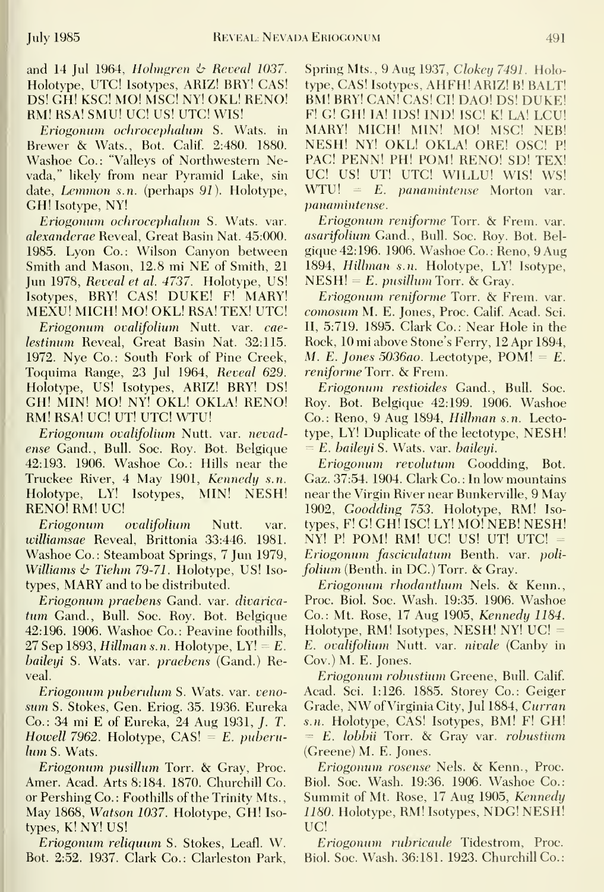and 14 Jul 1964, *Holmgren & Reveal 1037.* Holotype, UTC! Isotypes, ARIZ! BRY! CAS! DS! GH! KSC! MO! MSC! NY! OKL! RENO! RM! RSA! SMU! UC! US! UTC! WIS!

*Eriogonum ochrocephalum* S. Wats. in Brewer & Wats., Bot. Calif. 2:480. 1880. Washoe Co.: "Valleys of Northwestern Nevada," likely from near Pyramid Lake, sin date, *Lemmon s.n.* (perhaps *91*). Holotype, GH! Isotype, NY!

*Eriogonum ochrocephalum* S. Wats. var. *alexanderae* Reveal, Great Basin Nat. 45:000. 1985. Lyon Co.: Wilson Canyon between Smith and Mason, 12.8 mi NE of Smith, 21 Jun 1978, *Reveal et al. 4737.* Holotype, US! Isotypes, BRY! CAS! DUKE! F! MARY! MEXU! MICH! MO! OKL! RSA! TEX! UTC!

*Eriogonum ovalifolium* Nutt. var. *caelestinum* Reveal, Great Basin Nat. 32:115. 1972. Nye Co.: South Fork of Pine Creek, Toquima Range, 23 Jul 1964, *Reveal 629.* Holotype, US! Isotypes, ARIZ! BRY! DS! GH! MIN! MO! NY! OKL! OKLA! RENO! RM! RSA! UC! UT! UTC! WTU!

*Eriogonum ovalifolium* Nutt. var. *nevadense* Gand., Bull. Soc. Roy. Bot. Belgique 42:193. 1906. Washoe Co.: Hills near the Truckee River, 4 May 1901, *Kennedy s.n.* Holotype, LY! Isotypes, MIN! NESH! RENO! RM! UC!

*Eriogonum ovalifolium* Nutt. var. *williamsae* Reveal, Brittonia 33:446. 1981. Washoe Co.: Steamboat Springs, 7 Jun 1979, *Williams & Tiehm 79-71.* Holotype, US! Isotypes, MARY and to be distributed.

*Eriogonum praebens* Gand. var. *divaricatum* Gand., Bull. Soc. Roy. Bot. Belgique 42:196. 1906. Washoe Co.: Peavine foothills, 27 Sep 1893, *Hillman s.n.* Holotype, LY! = *E. baileyi* S. Wats. var. *praebens* (Gand.) Reveal.

*Eriogonum puberulum* S. Wats. var. *venosum* S. Stokes, Gen. Eriog. 35. 1936. Eureka Co.: 34 mi E of Eureka, 24 Aug 1931, *J. T. Howell 7962.* Holotype, CAS! = *E. puberulum* S. Wats.

*Eriogonum pusillum* Torr. & Gray, Proc. Amer. Acad. Arts 8:184. 1870. Churchill Co. or Pershing Co.: Foothills of the Trinity Mts., May 1868, *Watson 1037.* Holotype, GH! Isotypes, K! NY! US!

*Eriogonum reliquum* S. Stokes, Leafl. W. Bot. 2:52. 1937. Clark Co.: Clarleston Park, Spring Mts., 9 Aug 1937, *Clokey 7491.* Holotype, CAS! Isotypes, AHFH! ARIZ! B! BALT! BM! BRY! CAN! CAS! CI! DAO! DS! DUKE! F! G! GH! IA! IDS! IND! ISC! K! LA! LCU! MARY! MICH! MIN! MO! MSC! NEB! NESH! NY! OKL! OKLA! ORE! OSC! P! PAC! PENN! PH! POM! RENO! SD! TEX! UC! US! UT! UTC! WILLU! WIS! WS! WTU! = *E. panamintense* Morton var. *panamintense.*

*Eriogonum reniforme* Torr. & Frem. var. *asarifolium* Gand., Bull. Soc. Roy. Bot. Belgique 42:196. 1906. Washoe Co.: Reno, 9 Aug 1894, *Hillman s.n.* Holotype, LY! Isotype, NESH! = *E. pusillum* Torr. & Gray.

*Eriogonum reniforme* Torr. & Frem. var. *comosum* M. E. Jones, Proc. Calif. Acad. Sci. II, 5:719. 1895. Clark Co.: Near Hole in the Rock, 10 mi above Stone's Ferry, 12 Apr 1894, *M. E. Jones 5036ao.* Lectotype, POM! = *E. reniforme* Torr. & Frem.

*Eriogonum restioides* Gand., Bull. Soc. Roy. Bot. Belgique 42:199. 1906. Washoe Co.: Reno, 9 Aug 1894, *Hillman s.n.* Lectotype, LY! Duplicate of the lectotype, NESH! = *E. baileyi* S. Wats. var. *baileyi.*

*Eriogonum revolutum* Goodding, Bot. Gaz. 37:54. 1904. Clark Co.: In low mountains near the Virgin River near Bunkerville, 9 May 1902, *Goodding 753.* Holotype, RM! Isotypes, F! G! GH! ISC! LY! MO! NEB! NESH! NY! P! POM! RM! UC! US! UT! UTC! = *Eriogonum fasciculatum* Benth. var. *polifolium* (Benth. in DC.) Torr. & Gray.

*Eriogonum rhodanthum* Nels. & Kenn., Proc. Biol. Soc. Wash. 19:35. 1906. Washoe Co.: Mt. Rose, 17 Aug 1905, *Kennedy 1184.* Holotype, RM! Isotypes, NESH! NY! UC! = *E. ovalifolium* Nutt. var. *nivale* (Canby in Cov.) M. E. Jones.

*Eriogonum robustum* Greene, Bull. Calif. Acad. Sci. 1:126. 1885. Storey Co.: Geiger Grade, NW of Virginia City, Jul 1884, *Curran s.n.* Holotype, CAS! Isotypes, BM! F! GH! = *E. lobbii* Torr. & Gray var. *robustum* (Greene) M. E. Jones.

*Eriogonum rosense* Nels. & Kenn., Proc. Biol. Soc. Wash. 19:36. 1906. Washoe Co.: Summit of Mt. Rose, 17 Aug 1905, *Kennedy 1180.* Holotype, RM! Isotypes, NDG! NESH! UC!

*Eriogonum rubricaule* Tidestrom, Proc. Biol. Soc. Wash. 36:181. 1923. Churchill Co.: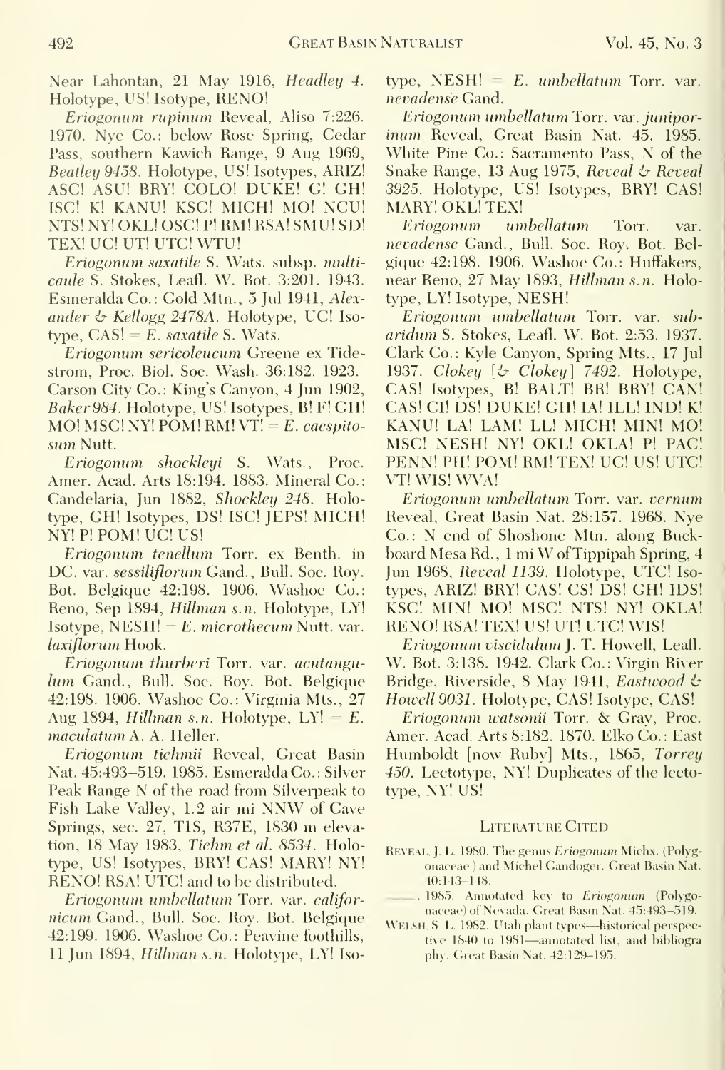Near Lahontan, 21 May 1916, *Headley 4.* Holotype, US! Isotype, RENO!

*Eriogonum rupinum* Reveal, Aliso 7:226. 1970. Nye Co.: below Rose Spring, Cedar Pass, southern Kawich Range, 9 Aug 1969, *Beatley 9458.* Holotype, US! Isotypes, ARIZ! ASC! ASU! BRY! COLO! DUKE! G! GH! ISC! K! KANU! KSC! MICH! MO! NCU! NTS! NY! OKL! OSC! P! RM! RSA! SMU! SD! TEX! UC! UT! UTC! WTU!

*Eriogonum saxatile* S. Wats. subsp. *multicaule* S. Stokes, Leafl. W. Bot. 3:201. 1943. Esmeralda Co.: Gold Mtn., 5 Jul 1941, *Alexander & Kellogg 2478A.* Holotype, UC! Isotype, CAS! = *E. saxatile* S. Wats.

*Eriogonum sericoleucum* Greene ex Tidestrom, Proc. Biol. Soc. Wash. 36:182. 1923. Carson City Co.: King's Canyon, 4 Jun 1902, *Baker 984.* Holotype, US! Isotypes, B! F! GH! MO! MSC! NY! POM! RM! VT! = *E. caespitosum* Nutt.

*Eriogonum shockleyi* S. Wats., Proc. Amer. Acad. Arts 18:194. 1883. Mineral Co.: Candelaria, Jun 1882, *Shockley 248.* Holotype, GH! Isotypes, DS! ISC! JEPS! MICH! NY! P! POM! UC! US!

*Eriogonum tenellum* Torr. ex Benth. in DC. var. *sessiliflorum* Gand., Bull. Soc. Roy. Bot. Belgique 42:198. 1906. Washoe Co.: Reno, Sep 1894, *Hillman s.n.* Holotype, LY! Isotype, NESH! = *E. microthecum* Nutt. var. *laxiflorum* Hook.

*Eriogonum thurberi* Torr. var. *acutangulum* Gand., Bull. Soc. Roy. Bot. Belgique 42:198. 1906. Washoe Co.: Virginia Mts., 27 Aug 1894, *Hillman s.n.* Holotype, LY! = *E. maculatum* A. A. Heller.

*Eriogonum tiehmii* Reveal, Great Basin Nat. 45:493–519. 1985. Esmeralda Co.: Silver Peak Range N of the road from Silverpeak to Fish Lake Valley, 1.2 air mi NNW of Cave Springs, sec. 27, T1S, R37E, 1830 m elevation, 18 May 1983, *Tiehm et al. 8534.* Holotype, US! Isotypes, BRY! CAS! NY! RENO! RSA! UTC! and to be distributed.

*Eriogonum umbellatum* Torr. var. *californicum* Gand., Bull. Soc. Roy. Bot. Belgique 42:199. 1906. Washoe Co.: Peavine foothills, 11 Jun 1894, *Hillman s.n.* Holotype, LY! Isotype, NESH! = *E. umbellatum* Torr. var. *nevadense* Gand.

*Eriogonum umbellatum* Torr. var. *juniporinum* Reveal, Great Basin Nat. 45. 1985. White Pine Co.: Sacramento Pass, N of the Snake Range, 13 Aug 1975, *Reveal & Reveal 3925.* Holotype, US! Isotypes, BRY! CAS! MARY! OKL! TEX!

*Eriogonum umbellatum* Torr. var. *nevadense* Gand., Bull. Soc. Roy. Bot. Belgique 42:198. 1906. Washoe Co.: Huffakers, near Reno, 27 May 1893, *Hillman s.n.* Holotype, LY! Isotype, NESH!

*Eriogonum umbellatum* Torr. var. *subaridum* S. Stokes, Leafl. W. Bot. 2:53. 1937. Clark Co.: Kyle Canyon, Spring Mts., 17 Jul 1937. *Clokey [& Clokey] 7492.* Holotype, CAS! Isotypes, B! BALT! BR! BRY! CAN! CAS! CI! DS! DUKE! GH! IA! ILL! IND! K! KANU! LA! LAM! LL! MICH! MIN! MO! MSC! NESH! NY! OKL! OKLA! P! PAC! PENN! PH! POM! RM! TEX! UC! US! UTC! VT! WIS! WVA!

*Eriogonum umbellatum* Torr. var. *vernum* Reveal, Great Basin Nat. 28:157. 1968. Nye Co.: N end of Shoshone Mtn. along Buckboard Mesa Rd., 1 mi W of Tippipah Spring, 4 Jun 1968, *Reveal 1139.* Holotype, UTC! Isotypes, ARIZ! BRY! CAS! CS! DS! GH! IDS! KSC! MIN! MO! MSC! NTS! NY! OKLA! RENO! RSA! TEX! US! UT! UTC! WIS!

*Eriogonum viscidulum* J. T. Howell, Leafl. W. Bot. 3:138. 1942. Clark Co.: Virgin River Bridge, Riverside, 8 May 1941, *Eastwood & Howell 9031.* Holotype, CAS! Isotype, CAS!

*Eriogonum watsonii* Torr. & Gray, Proc. Amer. Acad. Arts 8:182. 1870. Elko Co.: East Humboldt [now Ruby] Mts., 1865, *Torrey 450.* Lectotype, NY! Duplicates of the lectotype, NY! US!

## Literature Cited

Reveal, J. L. 1980. The genus *Eriogonum* Michx. (Polygonaceae) and Michel Gandoger. Great Basin Nat. 40:143–148.

———. 1985. Annotated key to *Eriogonum* (Polygonaceae) of Nevada. Great Basin Nat. 45:493–519.

Welsh, S. L. 1982. Utah plant types—historical perspective 1840 to 1981—annotated list, and bibliography. Great Basin Nat. 42:129–195.